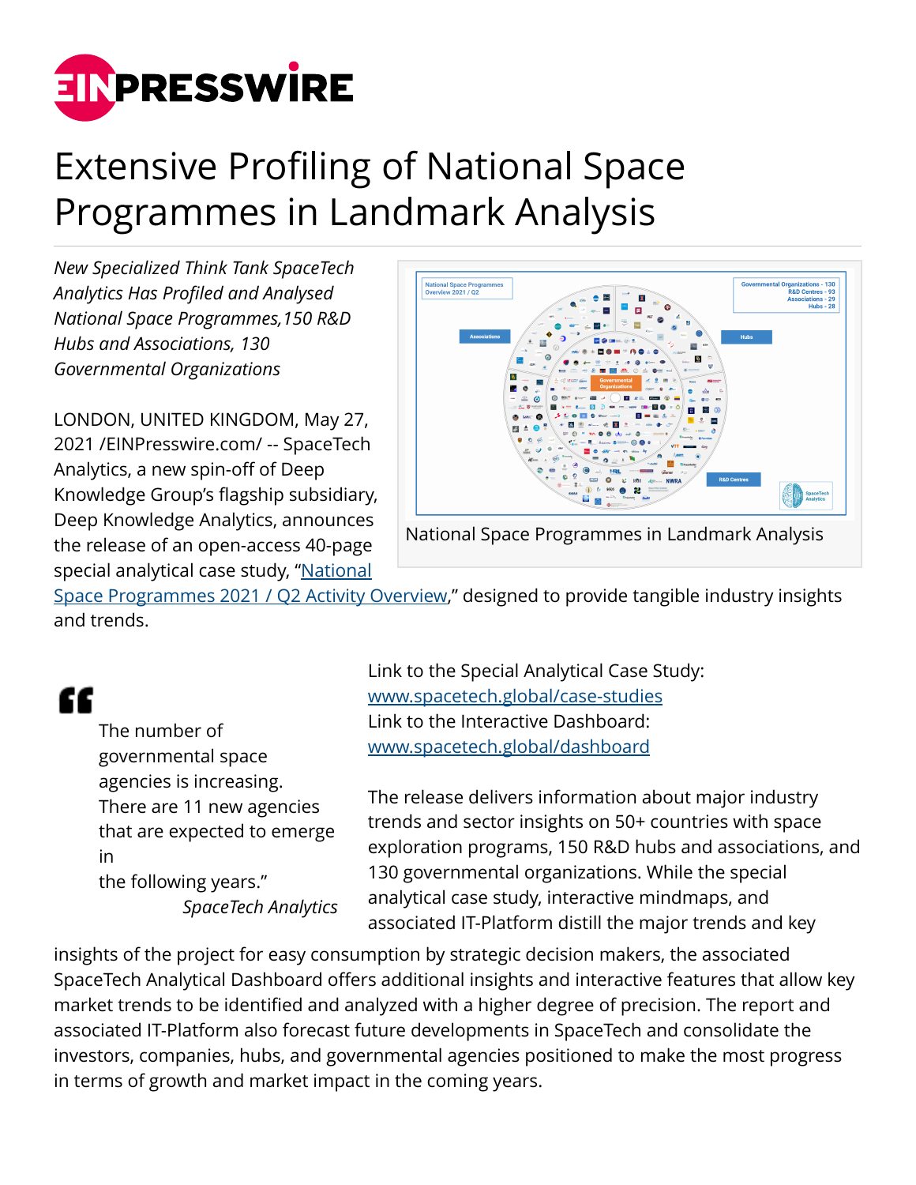# Extensive Profiling of National Space Programmes in Landmark Analysis

*New Specialized Think Tank SpaceTech Analytics Has Profiled and Analysed National Space Programmes,150 R&D Hubs and Associations, 130 Governmental Organizations*

National Space Programmes in Landmark Analysis

LONDON, UNITED KINGDOM, May 27, 2021 /EINPresswire.com/ -- SpaceTech Analytics, a new spin-off of Deep Knowledge Group's flagship subsidiary, Deep Knowledge Analytics, announces the release of an open-access 40-page special analytical case study, "National Space Programmes 2021 / Q2 Activity Overview," designed to provide tangible industry insights and trends.

> "The number of governmental space agencies is increasing. There are 11 new agencies that are expected to emerge in the following years."
>
> *SpaceTech Analytics*

Link to the Special Analytical Case Study: www.spacetech.global/case-studies
Link to the Interactive Dashboard: www.spacetech.global/dashboard

The release delivers information about major industry trends and sector insights on 50+ countries with space exploration programs, 150 R&D hubs and associations, and 130 governmental organizations. While the special analytical case study, interactive mindmaps, and associated IT-Platform distill the major trends and key insights of the project for easy consumption by strategic decision makers, the associated SpaceTech Analytical Dashboard offers additional insights and interactive features that allow key market trends to be identified and analyzed with a higher degree of precision. The report and associated IT-Platform also forecast future developments in SpaceTech and consolidate the investors, companies, hubs, and governmental agencies positioned to make the most progress in terms of growth and market impact in the coming years.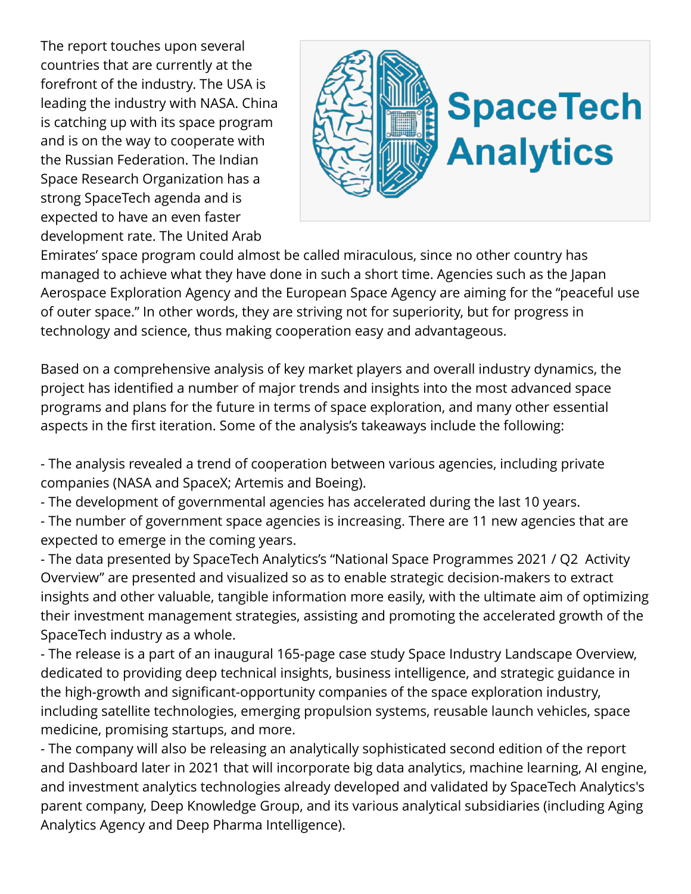The report touches upon several countries that are currently at the forefront of the industry. The USA is leading the industry with NASA. China is catching up with its space program and is on the way to cooperate with the Russian Federation. The Indian Space Research Organization has a strong SpaceTech agenda and is expected to have an even faster development rate. The United Arab Emirates' space program could almost be called miraculous, since no other country has managed to achieve what they have done in such a short time. Agencies such as the Japan Aerospace Exploration Agency and the European Space Agency are aiming for the "peaceful use of outer space." In other words, they are striving not for superiority, but for progress in technology and science, thus making cooperation easy and advantageous.

Based on a comprehensive analysis of key market players and overall industry dynamics, the project has identified a number of major trends and insights into the most advanced space programs and plans for the future in terms of space exploration, and many other essential aspects in the first iteration. Some of the analysis's takeaways include the following:

- The analysis revealed a trend of cooperation between various agencies, including private companies (NASA and SpaceX; Artemis and Boeing).
- The development of governmental agencies has accelerated during the last 10 years.
- The number of government space agencies is increasing. There are 11 new agencies that are expected to emerge in the coming years.
- The data presented by SpaceTech Analytics's "National Space Programmes 2021 / Q2 Activity Overview" are presented and visualized so as to enable strategic decision-makers to extract insights and other valuable, tangible information more easily, with the ultimate aim of optimizing their investment management strategies, assisting and promoting the accelerated growth of the SpaceTech industry as a whole.
- The release is a part of an inaugural 165-page case study Space Industry Landscape Overview, dedicated to providing deep technical insights, business intelligence, and strategic guidance in the high-growth and significant-opportunity companies of the space exploration industry, including satellite technologies, emerging propulsion systems, reusable launch vehicles, space medicine, promising startups, and more.
- The company will also be releasing an analytically sophisticated second edition of the report and Dashboard later in 2021 that will incorporate big data analytics, machine learning, AI engine, and investment analytics technologies already developed and validated by SpaceTech Analytics's parent company, Deep Knowledge Group, and its various analytical subsidiaries (including Aging Analytics Agency and Deep Pharma Intelligence).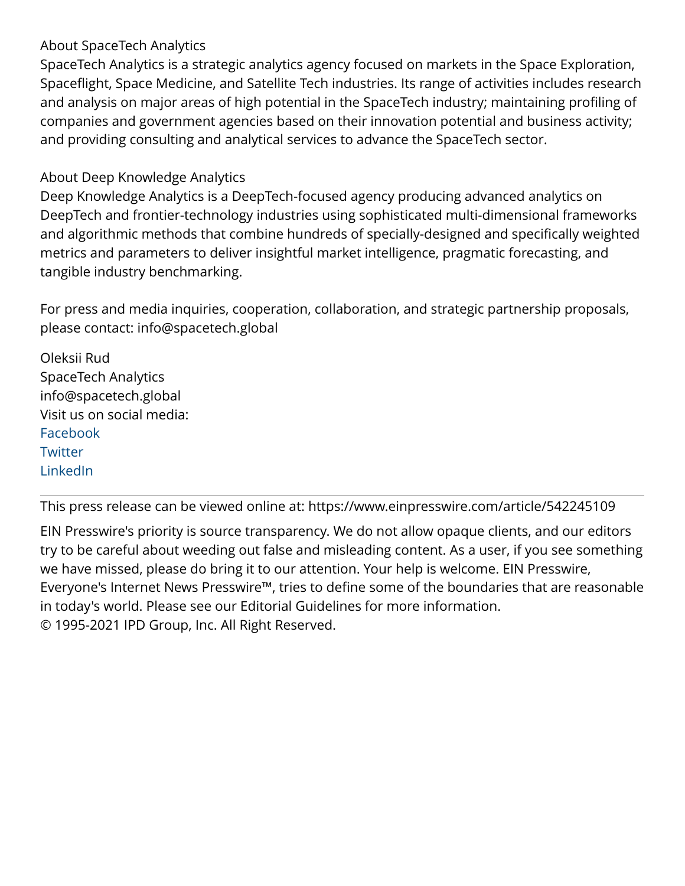About SpaceTech Analytics
SpaceTech Analytics is a strategic analytics agency focused on markets in the Space Exploration, Spaceflight, Space Medicine, and Satellite Tech industries. Its range of activities includes research and analysis on major areas of high potential in the SpaceTech industry; maintaining profiling of companies and government agencies based on their innovation potential and business activity; and providing consulting and analytical services to advance the SpaceTech sector.

About Deep Knowledge Analytics
Deep Knowledge Analytics is a DeepTech-focused agency producing advanced analytics on DeepTech and frontier-technology industries using sophisticated multi-dimensional frameworks and algorithmic methods that combine hundreds of specially-designed and specifically weighted metrics and parameters to deliver insightful market intelligence, pragmatic forecasting, and tangible industry benchmarking.

For press and media inquiries, cooperation, collaboration, and strategic partnership proposals, please contact: info@spacetech.global

Oleksii Rud
SpaceTech Analytics
info@spacetech.global
Visit us on social media:
Facebook
Twitter
LinkedIn

---

This press release can be viewed online at: https://www.einpresswire.com/article/542245109

EIN Presswire's priority is source transparency. We do not allow opaque clients, and our editors try to be careful about weeding out false and misleading content. As a user, if you see something we have missed, please do bring it to our attention. Your help is welcome. EIN Presswire, Everyone's Internet News Presswire™, tries to define some of the boundaries that are reasonable in today's world. Please see our Editorial Guidelines for more information.
© 1995-2021 IPD Group, Inc. All Right Reserved.